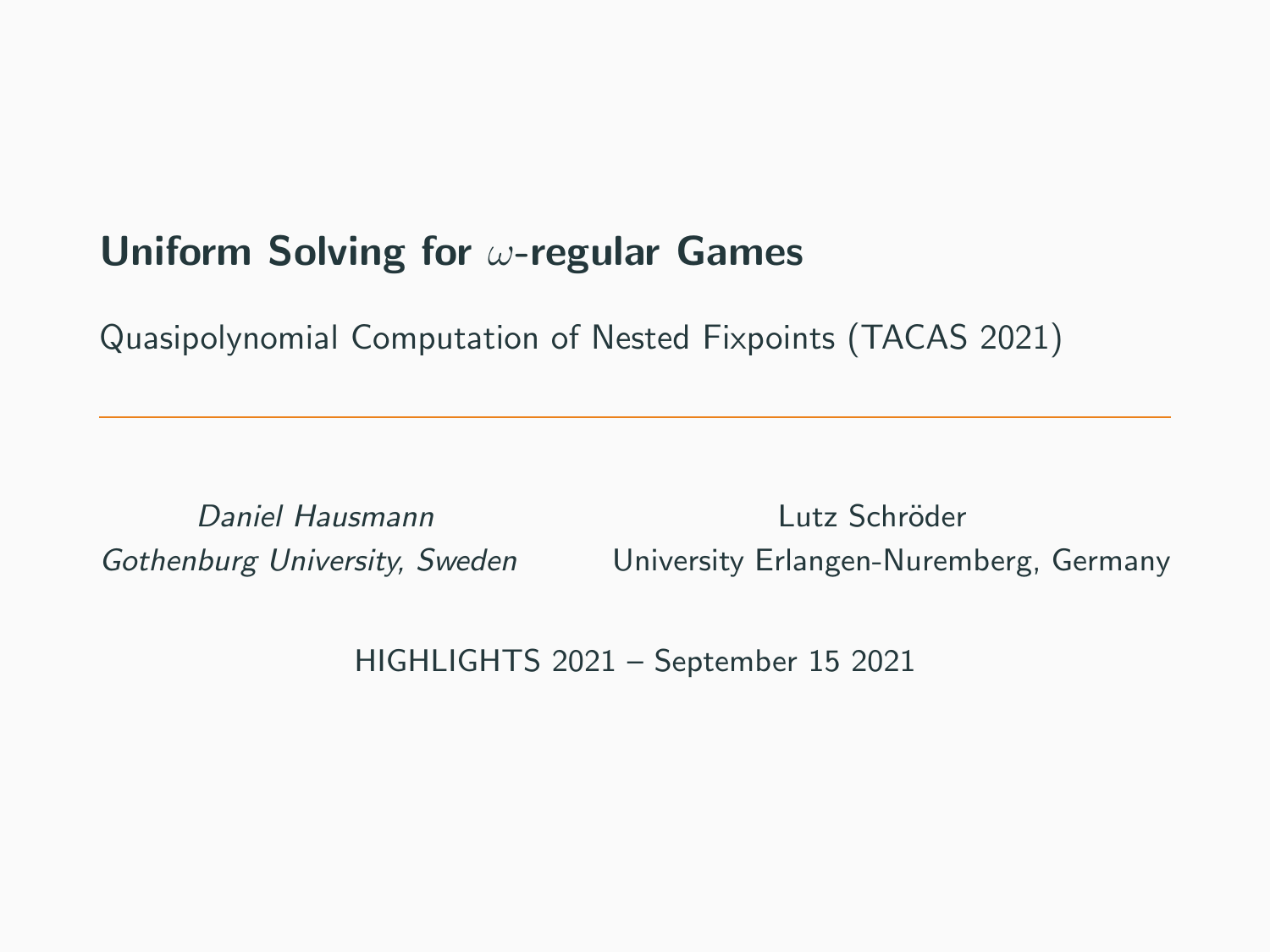# Uniform Solving for $\omega$-regular Games

Quasipolynomial Computation of Nested Fixpoints (TACAS 2021)

---

*Daniel Hausmann*
*Gothenburg University, Sweden*

Lutz Schröder
University Erlangen-Nuremberg, Germany

HIGHLIGHTS 2021 – September 15 2021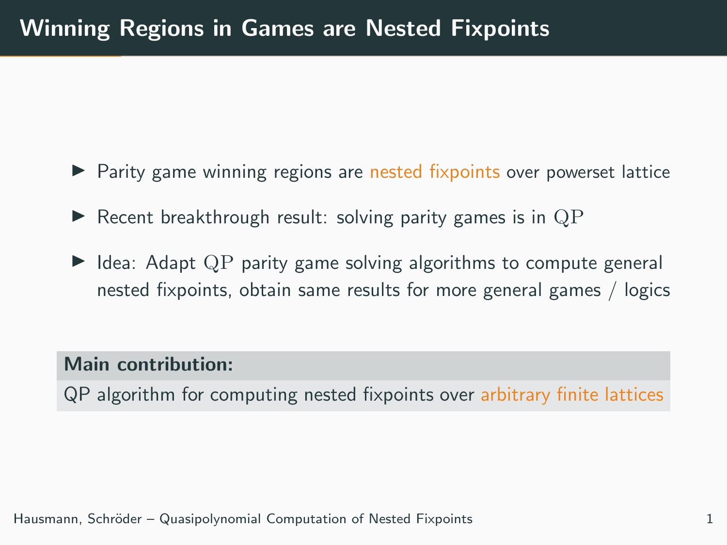# Winning Regions in Games are Nested Fixpoints

- Parity game winning regions are nested fixpoints over powerset lattice
- Recent breakthrough result: solving parity games is in $\mathrm{QP}$
- Idea: Adapt $\mathrm{QP}$ parity game solving algorithms to compute general nested fixpoints, obtain same results for more general games / logics

**Main contribution:**

QP algorithm for computing nested fixpoints over arbitrary finite lattices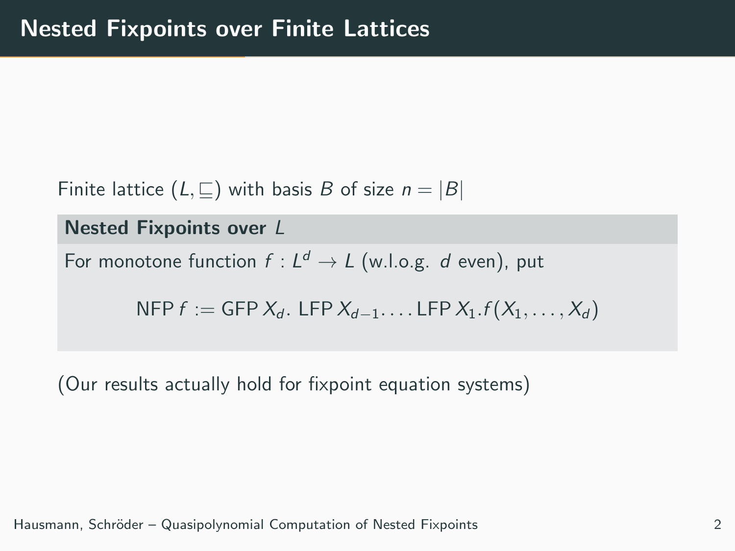# Nested Fixpoints over Finite Lattices

Finite lattice $(L, \sqsubseteq)$ with basis $B$ of size $n = |B|$

**Nested Fixpoints over** $L$

For monotone function $f : L^d \to L$ (w.l.o.g. $d$ even), put

$$\mathsf{NFP}\, f := \mathsf{GFP}\, X_d.\ \mathsf{LFP}\, X_{d-1}.\ldots \mathsf{LFP}\, X_1.f(X_1, \ldots, X_d)$$

(Our results actually hold for fixpoint equation systems)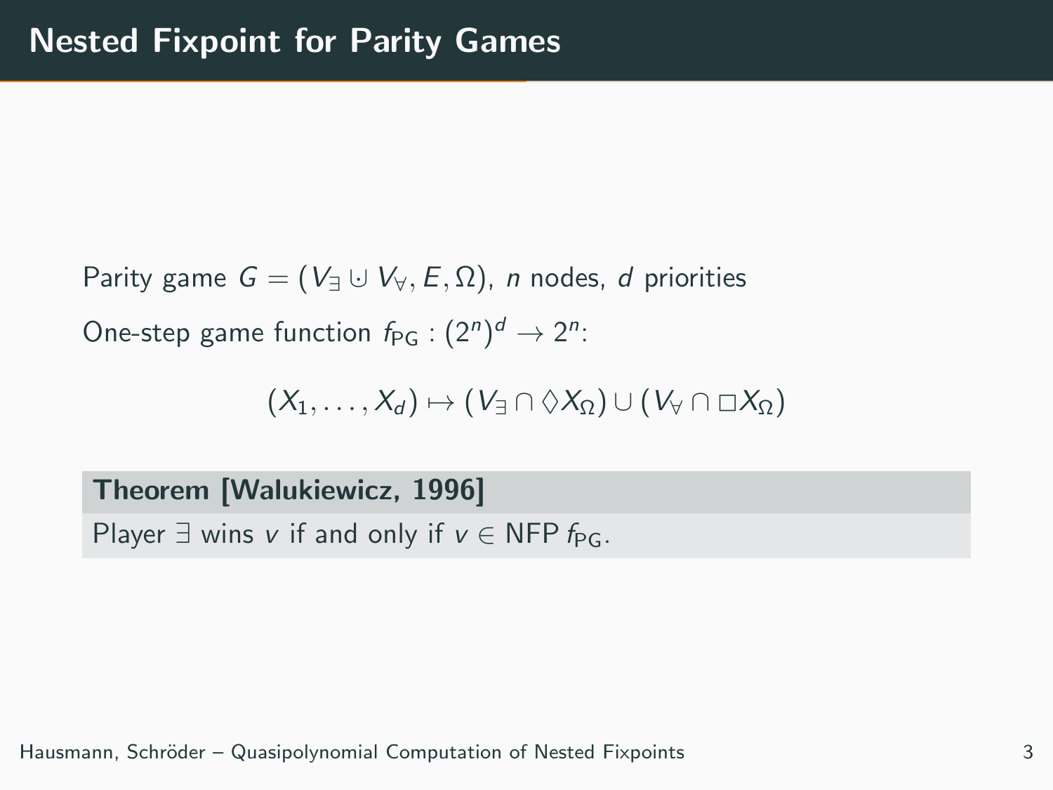# Nested Fixpoint for Parity Games

Parity game $G = (V_\exists \mathbin{\dot\cup} V_\forall, E, \Omega)$, $n$ nodes, $d$ priorities

One-step game function $f_{\mathsf{PG}} : (2^n)^d \to 2^n$:

$$(X_1, \ldots, X_d) \mapsto (V_\exists \cap \Diamond X_\Omega) \cup (V_\forall \cap \Box X_\Omega)$$

**Theorem [Walukiewicz, 1996]**

Player $\exists$ wins $v$ if and only if $v \in \mathsf{NFP}\, f_{\mathsf{PG}}$.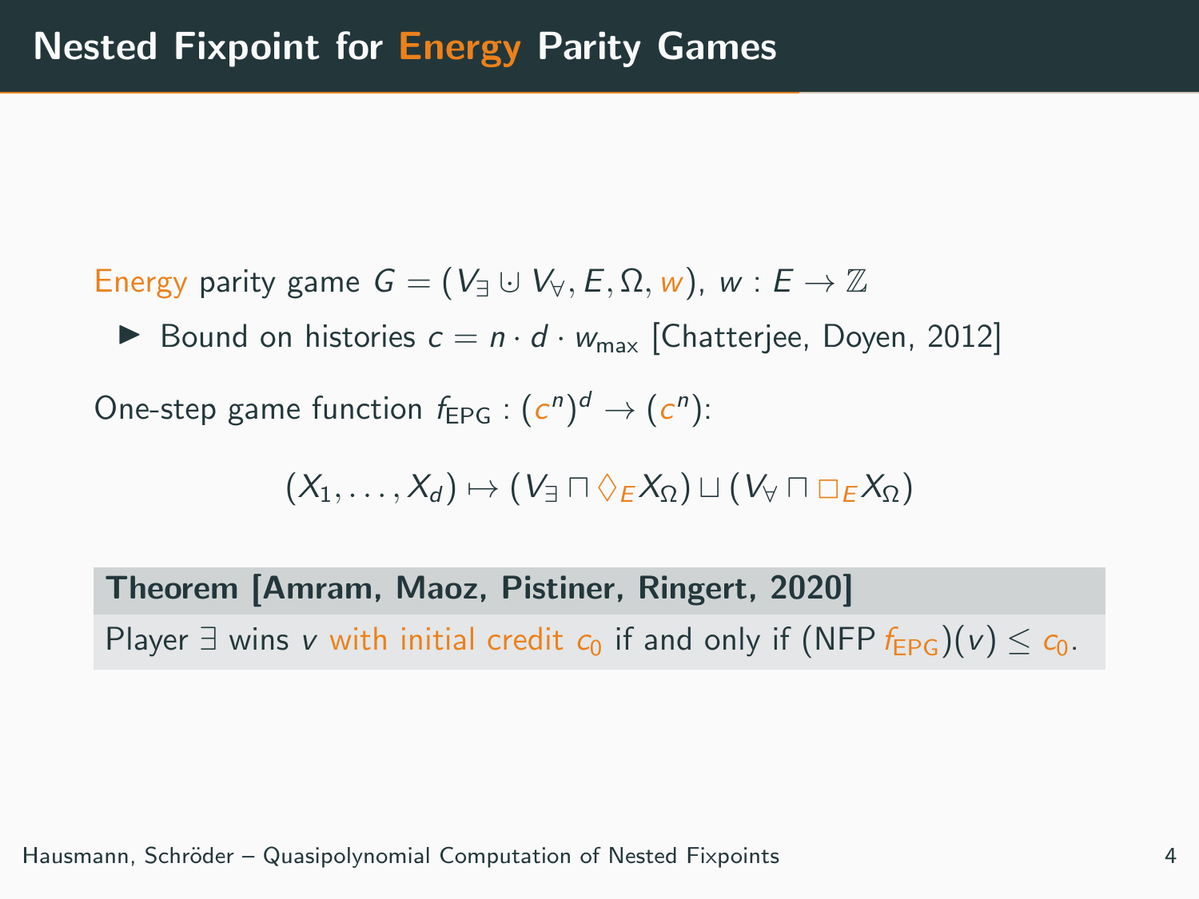# Nested Fixpoint for Energy Parity Games

Energy parity game $G = (V_\exists \cup V_\forall, E, \Omega, w)$, $w : E \to \mathbb{Z}$

- Bound on histories $c = n \cdot d \cdot w_{\max}$ [Chatterjee, Doyen, 2012]

One-step game function $f_{\mathsf{EPG}} : (c^n)^d \to (c^n)$:

$$(X_1, \ldots, X_d) \mapsto (V_\exists \sqcap \Diamond_E X_\Omega) \sqcup (V_\forall \sqcap \Box_E X_\Omega)$$

**Theorem [Amram, Maoz, Pistiner, Ringert, 2020]**

Player $\exists$ wins $v$ with initial credit $c_0$ if and only if $(\mathsf{NFP}\, f_{\mathsf{EPG}})(v) \leq c_0$.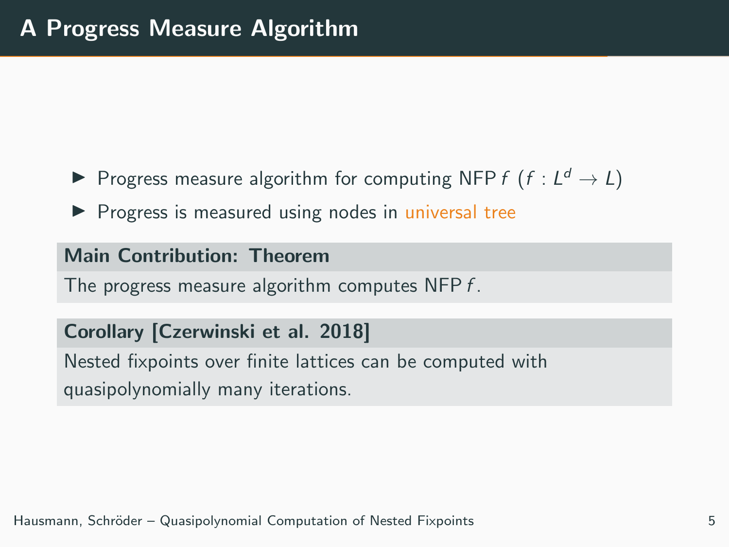# A Progress Measure Algorithm

- Progress measure algorithm for computing NFP $f$ ($f : L^d \to L$)
- Progress is measured using nodes in universal tree

**Main Contribution: Theorem**

The progress measure algorithm computes NFP $f$.

**Corollary [Czerwinski et al. 2018]**

Nested fixpoints over finite lattices can be computed with quasipolynomially many iterations.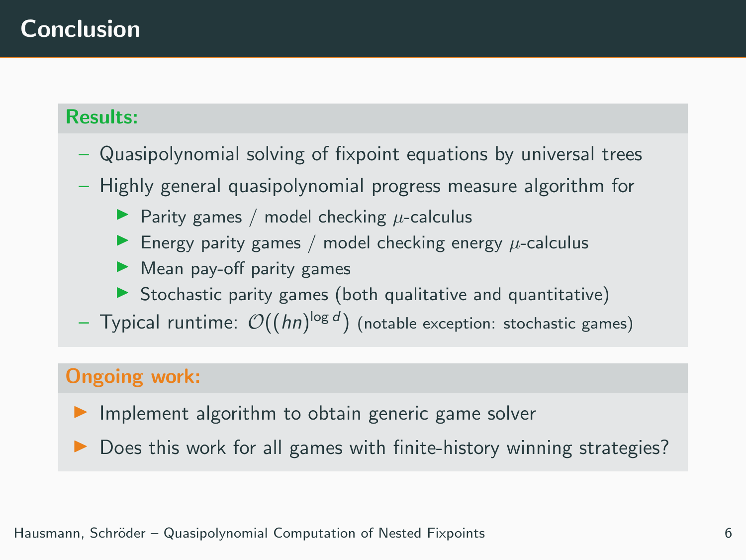# Conclusion

**Results:**

- Quasipolynomial solving of fixpoint equations by universal trees
- Highly general quasipolynomial progress measure algorithm for
  - Parity games / model checking $\mu$-calculus
  - Energy parity games / model checking energy $\mu$-calculus
  - Mean pay-off parity games
  - Stochastic parity games (both qualitative and quantitative)
- Typical runtime: $\mathcal{O}((hn)^{\log d})$ (notable exception: stochastic games)

**Ongoing work:**

- Implement algorithm to obtain generic game solver
- Does this work for all games with finite-history winning strategies?